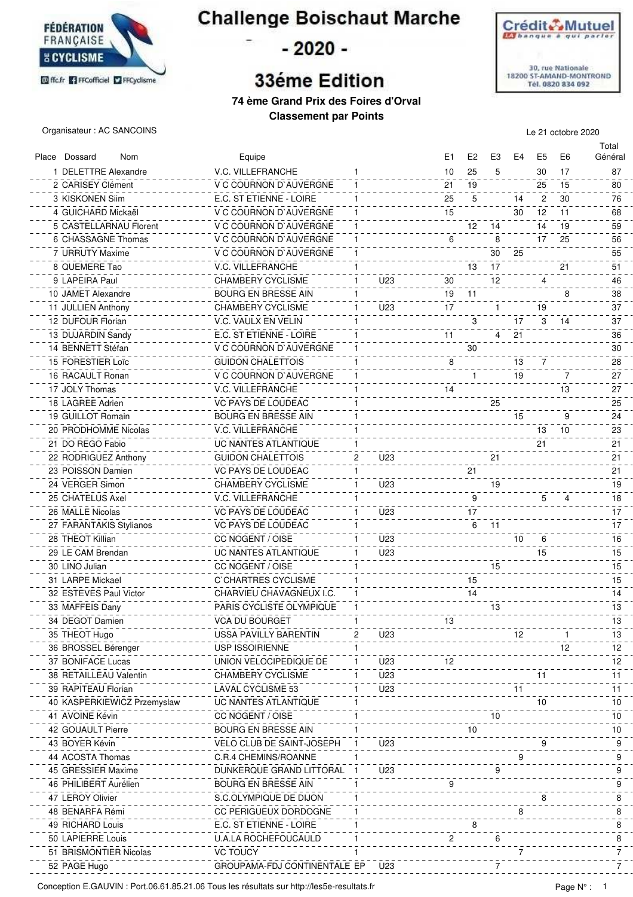# Challenge Boischaut Marche

## - 2020 -

## 33éme Edition

**74 ème Grand Prix des Foires d'Orval**

**Classement par Points**

Organisateur : AC SANCOINS

Le 21 octobre 2020

| Place | Dossard | Nom | Equipe | | | E1 | E2 | E3 | E4 | E5 | E6 | Total Général |
|---|---|---|---|---|---|---|---|---|---|---|---|---|
| 1 | | DELETTRE Alexandre | V.C. VILLEFRANCHE | 1 | | 10 | 25 | 5 | | 30 | 17 | 87 |
| 2 | | CARISEY Clément | V C COURNON D`AUVERGNE | 1 | | 21 | 19 | | | 25 | 15 | 80 |
| 3 | | KISKONEN Siim | E.C. ST ETIENNE - LOIRE | 1 | | 25 | 5 | | 14 | 2 | 30 | 76 |
| 4 | | GUICHARD Mickaël | V C COURNON D`AUVERGNE | 1 | | 15 | | | 30 | 12 | 11 | 68 |
| 5 | | CASTELLARNAU Florent | V C COURNON D`AUVERGNE | 1 | | | 12 | 14 | | 14 | 19 | 59 |
| 6 | | CHASSAGNE Thomas | V C COURNON D`AUVERGNE | 1 | | 6 | | 8 | | 17 | 25 | 56 |
| 7 | | URRUTY Maxime | V C COURNON D`AUVERGNE | 1 | | | | 30 | 25 | | | 55 |
| 8 | | QUEMERE Tao | V.C. VILLEFRANCHE | 1 | | | 13 | 17 | | | 21 | 51 |
| 9 | | LAPEIRA Paul | CHAMBERY CYCLISME | 1 | U23 | 30 | | 12 | | 4 | | 46 |
| 10 | | JAMET Alexandre | BOURG EN BRESSE AIN | 1 | | 19 | 11 | | | | 8 | 38 |
| 11 | | JULLIEN Anthony | CHAMBERY CYCLISME | 1 | U23 | 17 | | 1 | | 19 | | 37 |
| 12 | | DUFOUR Florian | V.C. VAULX EN VELIN | 1 | | | 3 | | 17 | 3 | 14 | 37 |
| 13 | | DUJARDIN Sandy | E.C. ST ETIENNE - LOIRE | 1 | | 11 | | 4 | 21 | | | 36 |
| 14 | | BENNETT Stéfan | V C COURNON D`AUVERGNE | 1 | | | 30 | | | | | 30 |
| 15 | | FORESTIER Loïc | GUIDON CHALETTOIS | 1 | | 8 | | | 13 | 7 | | 28 |
| 16 | | RACAULT Ronan | V C COURNON D`AUVERGNE | 1 | | | 1 | | 19 | | 7 | 27 |
| 17 | | JOLY Thomas | V.C. VILLEFRANCHE | 1 | | 14 | | | | | 13 | 27 |
| 18 | | LAGREE Adrien | VC PAYS DE LOUDEAC | 1 | | | | 25 | | | | 25 |
| 19 | | GUILLOT Romain | BOURG EN BRESSE AIN | 1 | | | | | 15 | | 9 | 24 |
| 20 | | PRODHOMME Nicolas | V.C. VILLEFRANCHE | 1 | | | | | | 13 | 10 | 23 |
| 21 | | DO REGO Fabio | UC NANTES ATLANTIQUE | 1 | | | | | | 21 | | 21 |
| 22 | | RODRIGUEZ Anthony | GUIDON CHALETTOIS | 2 | U23 | | | 21 | | | | 21 |
| 23 | | POISSON Damien | VC PAYS DE LOUDEAC | 1 | | | 21 | | | | | 21 |
| 24 | | VERGER Simon | CHAMBERY CYCLISME | 1 | U23 | | | 19 | | | | 19 |
| 25 | | CHATELUS Axel | V.C. VILLEFRANCHE | 1 | | | 9 | | | 5 | 4 | 18 |
| 26 | | MALLE Nicolas | VC PAYS DE LOUDEAC | 1 | U23 | | 17 | | | | | 17 |
| 27 | | FARANTAKIS Stylianos | VC PAYS DE LOUDEAC | 1 | | | 6 | 11 | | | | 17 |
| 28 | | THEOT Killian | CC NOGENT / OISE | 1 | U23 | | | | 10 | 6 | | 16 |
| 29 | | LE CAM Brendan | UC NANTES ATLANTIQUE | 1 | U23 | | | | | 15 | | 15 |
| 30 | | LINO Julian | CC NOGENT / OISE | 1 | | | | 15 | | | | 15 |
| 31 | | LARPE Mickael | C`CHARTRES CYCLISME | 1 | | | 15 | | | | | 15 |
| 32 | | ESTEVES Paul Victor | CHARVIEU CHAVAGNEUX I.C. | 1 | | | 14 | | | | | 14 |
| 33 | | MAFFEIS Dany | PARIS CYCLISTE OLYMPIQUE | 1 | | | | 13 | | | | 13 |
| 34 | | DEGOT Damien | VCA DU BOURGET | 1 | | 13 | | | | | | 13 |
| 35 | | THEOT Hugo | USSA PAVILLY BARENTIN | 2 | U23 | | | | 12 | | 1 | 13 |
| 36 | | BROSSEL Bérenger | USP ISSOIRIENNE | 1 | | | | | | | 12 | 12 |
| 37 | | BONIFACE Lucas | UNION VELOCIPEDIQUE DE | 1 | U23 | 12 | | | | | | 12 |
| 38 | | RETAILLEAU Valentin | CHAMBERY CYCLISME | 1 | U23 | | | | | 11 | | 11 |
| 39 | | RAPITEAU Florian | LAVAL CYCLISME 53 | 1 | U23 | | | | 11 | | | 11 |
| 40 | | KASPERKIEWICZ Przemyslaw | UC NANTES ATLANTIQUE | 1 | | | | | | 10 | | 10 |
| 41 | | AVOINE Kévin | CC NOGENT / OISE | 1 | | | | 10 | | | | 10 |
| 42 | | GOUAULT Pierre | BOURG EN BRESSE AIN | 1 | | | 10 | | | | | 10 |
| 43 | | BOYER Kévin | VELO CLUB DE SAINT-JOSEPH | 1 | U23 | | | | | 9 | | 9 |
| 44 | | ACOSTA Thomas | C.R.4 CHEMINS/ROANNE | 1 | | | | | 9 | | | 9 |
| 45 | | GRESSIER Maxime | DUNKERQUE GRAND LITTORAL | 1 | U23 | | | 9 | | | | 9 |
| 46 | | PHILIBERT Aurélien | BOURG EN BRESSE AIN | 1 | | 9 | | | | | | 9 |
| 47 | | LEROY Olivier | S.C.OLYMPIQUE DE DIJON | 1 | | | | | | 8 | | 8 |
| 48 | | BENARFA Rémi | CC PERIGUEUX DORDOGNE | 1 | | | | | 8 | | | 8 |
| 49 | | RICHARD Louis | E.C. ST ETIENNE - LOIRE | 1 | | | 8 | | | | | 8 |
| 50 | | LAPIERRE Louis | U.A.LA ROCHEFOUCAULD | 1 | | 2 | | 6 | | | | 8 |
| 51 | | BRISMONTIER Nicolas | VC TOUCY | 1 | | | | | 7 | | | 7 |
| 52 | | PAGE Hugo | GROUPAMA-FDJ CONTINENTALE | EP | U23 | | | 7 | | | | 7 |

Conception E.GAUVIN : Port.06.61.85.21.06 Tous les résultats sur http://les5e-resultats.fr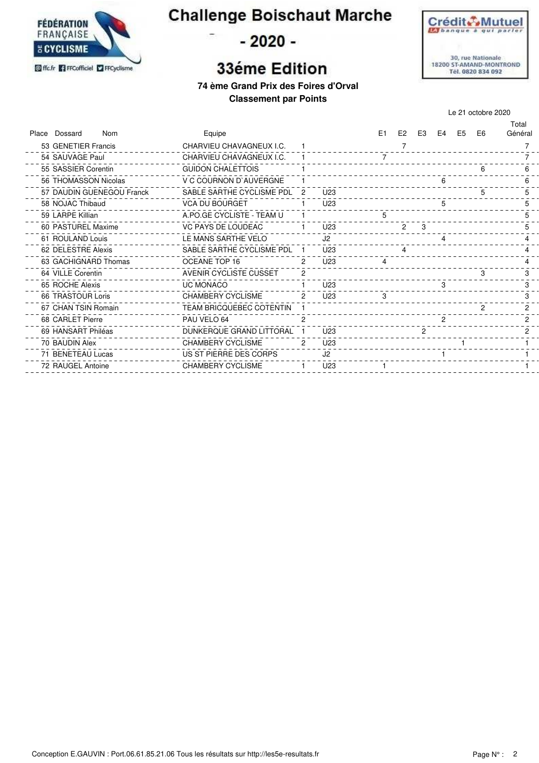# Challenge Boischaut Marche

## - 2020 -

## 33éme Edition

**74 ème Grand Prix des Foires d'Orval**

**Classement par Points**

Le 21 octobre 2020

| Place | Dossard | Nom | Equipe | | | E1 | E2 | E3 | E4 | E5 | E6 | Total Général |
|---|---|---|---|---|---|---|---|---|---|---|---|---|
| 53 | | GENETIER Francis | CHARVIEU CHAVAGNEUX I.C. | 1 | | | 7 | | | | | 7 |
| 54 | | SAUVAGE Paul | CHARVIEU CHAVAGNEUX I.C. | 1 | | 7 | | | | | | 7 |
| 55 | | SASSIER Corentin | GUIDON CHALETTOIS | 1 | | | | | | | 6 | 6 |
| 56 | | THOMASSON Nicolas | V C COURNON D`AUVERGNE | 1 | | | | | 6 | | | 6 |
| 57 | | DAUDIN GUENEGOU Franck | SABLE SARTHE CYCLISME PDL | 2 | U23 | | | | | | 5 | 5 |
| 58 | | NOJAC Thibaud | VCA DU BOURGET | 1 | U23 | | | | 5 | | | 5 |
| 59 | | LARPE Killian | A.PO.GE CYCLISTE - TEAM U | 1 | | 5 | | | | | | 5 |
| 60 | | PASTUREL Maxime | VC PAYS DE LOUDEAC | 1 | U23 | | 2 | 3 | | | | 5 |
| 61 | | ROULAND Louis | LE MANS SARTHE VELO | | J2 | | | | 4 | | | 4 |
| 62 | | DELESTRE Alexis | SABLE SARTHE CYCLISME PDL | 1 | U23 | | 4 | | | | | 4 |
| 63 | | GACHIGNARD Thomas | OCEANE TOP 16 | 2 | U23 | 4 | | | | | | 4 |
| 64 | | VILLE Corentin | AVENIR CYCLISTE CUSSET | 2 | | | | | | | 3 | 3 |
| 65 | | ROCHE Alexis | UC MONACO | 1 | U23 | | | | 3 | | | 3 |
| 66 | | TRASTOUR Loris | CHAMBERY CYCLISME | 2 | U23 | 3 | | | | | | 3 |
| 67 | | CHAN TSIN Romain | TEAM BRICQUEBEC COTENTIN | 1 | | | | | | | 2 | 2 |
| 68 | | CARLET Pierre | PAU VELO 64 | 2 | | | | | 2 | | | 2 |
| 69 | | HANSART Philéas | DUNKERQUE GRAND LITTORAL | 1 | U23 | | | 2 | | | | 2 |
| 70 | | BAUDIN Alex | CHAMBERY CYCLISME | 2 | U23 | | | | | 1 | | 1 |
| 71 | | BENETEAU Lucas | US ST PIERRE DES CORPS | | J2 | | | | 1 | | | 1 |
| 72 | | RAUGEL Antoine | CHAMBERY CYCLISME | 1 | U23 | 1 | | | | | | 1 |